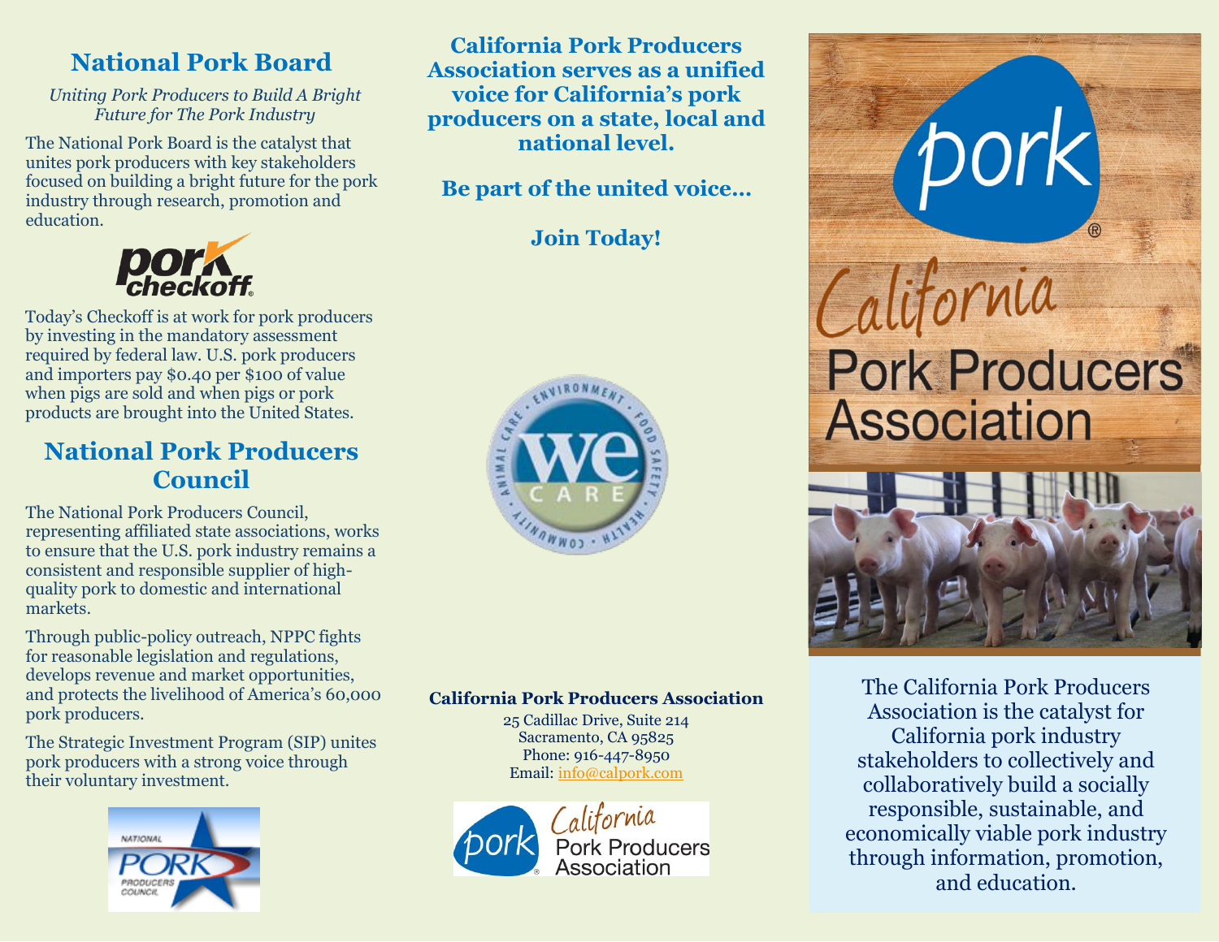## National Pork Board

*Uniting Pork Producers to Build A Bright Future for The Pork Industry*

The National Pork Board is the catalyst that unites pork producers with key stakeholders focused on building a bright future for the pork industry through research, promotion and education.

Today's Checkoff is at work for pork producers by investing in the mandatory assessment required by federal law. U.S. pork producers and importers pay $0.40 per $100 of value when pigs are sold and when pigs or pork products are brought into the United States.

## National Pork Producers Council

The National Pork Producers Council, representing affiliated state associations, works to ensure that the U.S. pork industry remains a consistent and responsible supplier of high-quality pork to domestic and international markets.

Through public-policy outreach, NPPC fights for reasonable legislation and regulations, develops revenue and market opportunities, and protects the livelihood of America's 60,000 pork producers.

The Strategic Investment Program (SIP) unites pork producers with a strong voice through their voluntary investment.

**California Pork Producers Association serves as a unified voice for California's pork producers on a state, local and national level.**

**Be part of the united voice…**

**Join Today!**

**California Pork Producers Association**

25 Cadillac Drive, Suite 214
Sacramento, CA 95825
Phone: 916-447-8950
Email: info@calpork.com

# California Pork Producers Association

The California Pork Producers Association is the catalyst for California pork industry stakeholders to collectively and collaboratively build a socially responsible, sustainable, and economically viable pork industry through information, promotion, and education.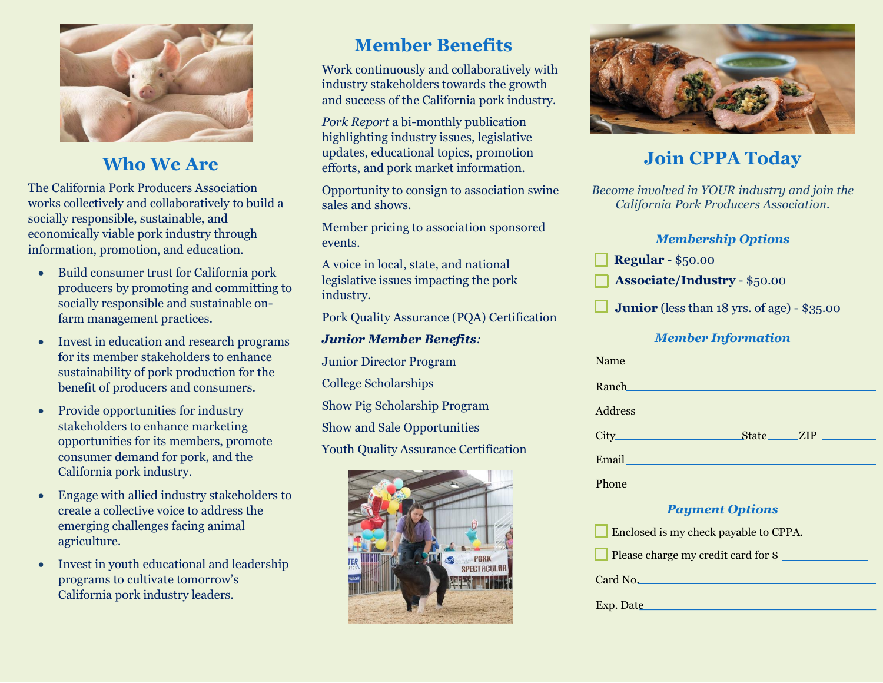## Who We Are

The California Pork Producers Association works collectively and collaboratively to build a socially responsible, sustainable, and economically viable pork industry through information, promotion, and education.

- Build consumer trust for California pork producers by promoting and committing to socially responsible and sustainable on-farm management practices.
- Invest in education and research programs for its member stakeholders to enhance sustainability of pork production for the benefit of producers and consumers.
- Provide opportunities for industry stakeholders to enhance marketing opportunities for its members, promote consumer demand for pork, and the California pork industry.
- Engage with allied industry stakeholders to create a collective voice to address the emerging challenges facing animal agriculture.
- Invest in youth educational and leadership programs to cultivate tomorrow's California pork industry leaders.

## Member Benefits

Work continuously and collaboratively with industry stakeholders towards the growth and success of the California pork industry.

*Pork Report* a bi-monthly publication highlighting industry issues, legislative updates, educational topics, promotion efforts, and pork market information.

Opportunity to consign to association swine sales and shows.

Member pricing to association sponsored events.

A voice in local, state, and national legislative issues impacting the pork industry.

Pork Quality Assurance (PQA) Certification

***Junior Member Benefits*:**

Junior Director Program

College Scholarships

Show Pig Scholarship Program

Show and Sale Opportunities

Youth Quality Assurance Certification

## Join CPPA Today

*Become involved in YOUR industry and join the California Pork Producers Association.*

### *Membership Options*

- ☐ **Regular** - $50.00
- ☐ **Associate/Industry** - $50.00
- ☐ **Junior** (less than 18 yrs. of age) - $35.00

### *Member Information*

Name ______________________

Ranch ______________________

Address ______________________

City ____________ State ____ ZIP ________

Email ______________________

Phone ______________________

### *Payment Options*

- ☐ Enclosed is my check payable to CPPA.
- ☐ Please charge my credit card for $ __________

Card No. ______________________

Exp. Date ______________________